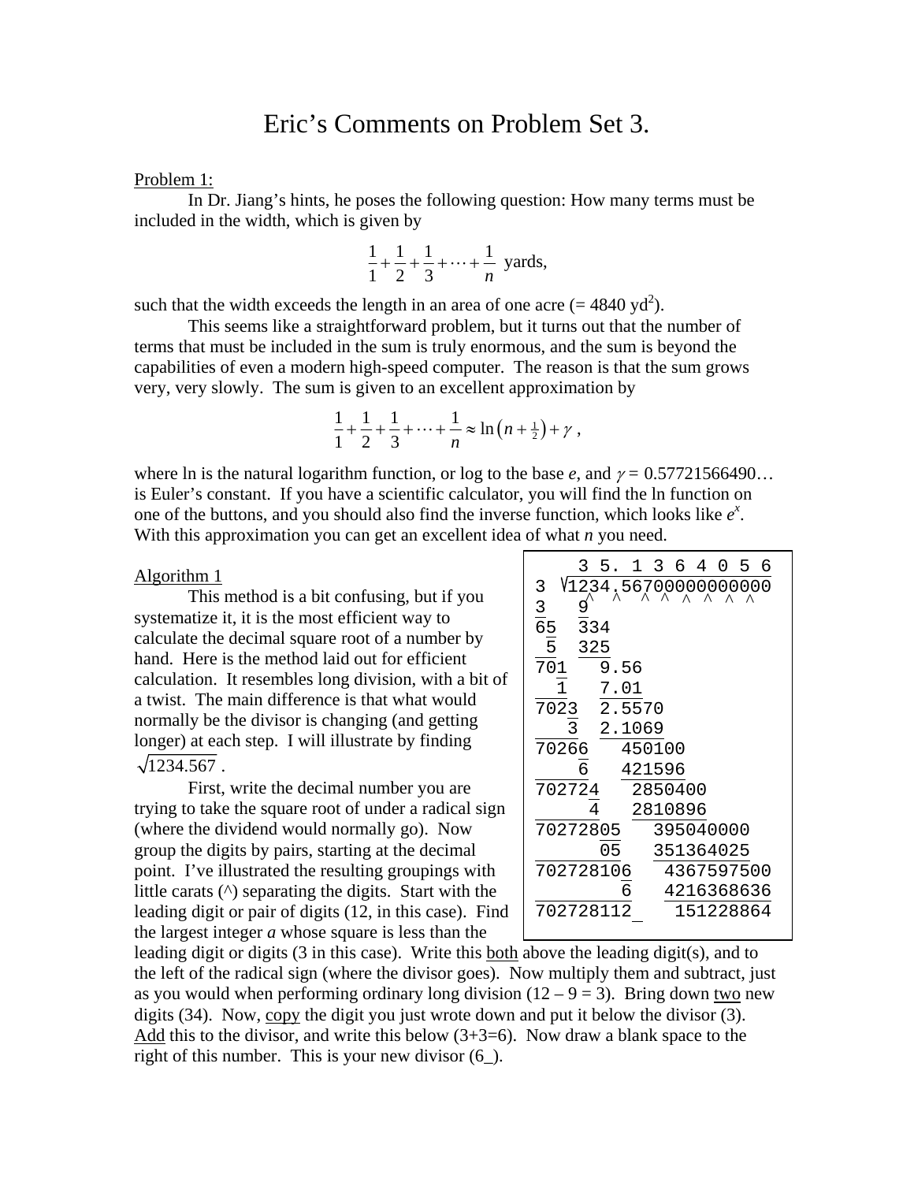# Eric's Comments on Problem Set 3.

Problem 1:

In Dr. Jiang's hints, he poses the following question: How many terms must be included in the width, which is given by

$$\frac{1}{1}+\frac{1}{2}+\frac{1}{3}+\cdots+\frac{1}{n} \text{ yards,}$$

such that the width exceeds the length in an area of one acre (= 4840 yd$^2$).

This seems like a straightforward problem, but it turns out that the number of terms that must be included in the sum is truly enormous, and the sum is beyond the capabilities of even a modern high-speed computer. The reason is that the sum grows very, very slowly. The sum is given to an excellent approximation by

$$\frac{1}{1}+\frac{1}{2}+\frac{1}{3}+\cdots+\frac{1}{n} \approx \ln\left(n+\tfrac{1}{2}\right)+\gamma ,$$

where ln is the natural logarithm function, or log to the base $e$, and $\gamma = 0.57721566490\ldots$ is Euler's constant. If you have a scientific calculator, you will find the ln function on one of the buttons, and you should also find the inverse function, which looks like $e^x$. With this approximation you can get an excellent idea of what $n$ you need.

Algorithm 1

This method is a bit confusing, but if you systematize it, it is the most efficient way to calculate the decimal square root of a number by hand. Here is the method laid out for efficient calculation. It resembles long division, with a bit of a twist. The main difference is that what would normally be the divisor is changing (and getting longer) at each step. I will illustrate by finding $\sqrt{1234.567}$ .

```
            3 5. 1 3 6 4 0 5 6
3          √1234.56700000000000
3           9^ ^  ^ ^ ^ ^ ^ ^ ^
65          334
 5          325
701           9.56
  1           7.01
7023          2.5570
   3          2.1069
70266          450100
    6          421596
702724          2850400
     4          2810896
70272805         395040000
      05         351364025
702728106         4367597500
        6         4216368636
702728112_         151228864
```

First, write the decimal number you are trying to take the square root of under a radical sign (where the dividend would normally go). Now group the digits by pairs, starting at the decimal point. I've illustrated the resulting groupings with little carats (^) separating the digits. Start with the leading digit or pair of digits (12, in this case). Find the largest integer $a$ whose square is less than the leading digit or digits (3 in this case). Write this both above the leading digit(s), and to the left of the radical sign (where the divisor goes). Now multiply them and subtract, just as you would when performing ordinary long division ($12 - 9 = 3$). Bring down two new digits (34). Now, copy the digit you just wrote down and put it below the divisor (3). Add this to the divisor, and write this below (3+3=6). Now draw a blank space to the right of this number. This is your new divisor (6_).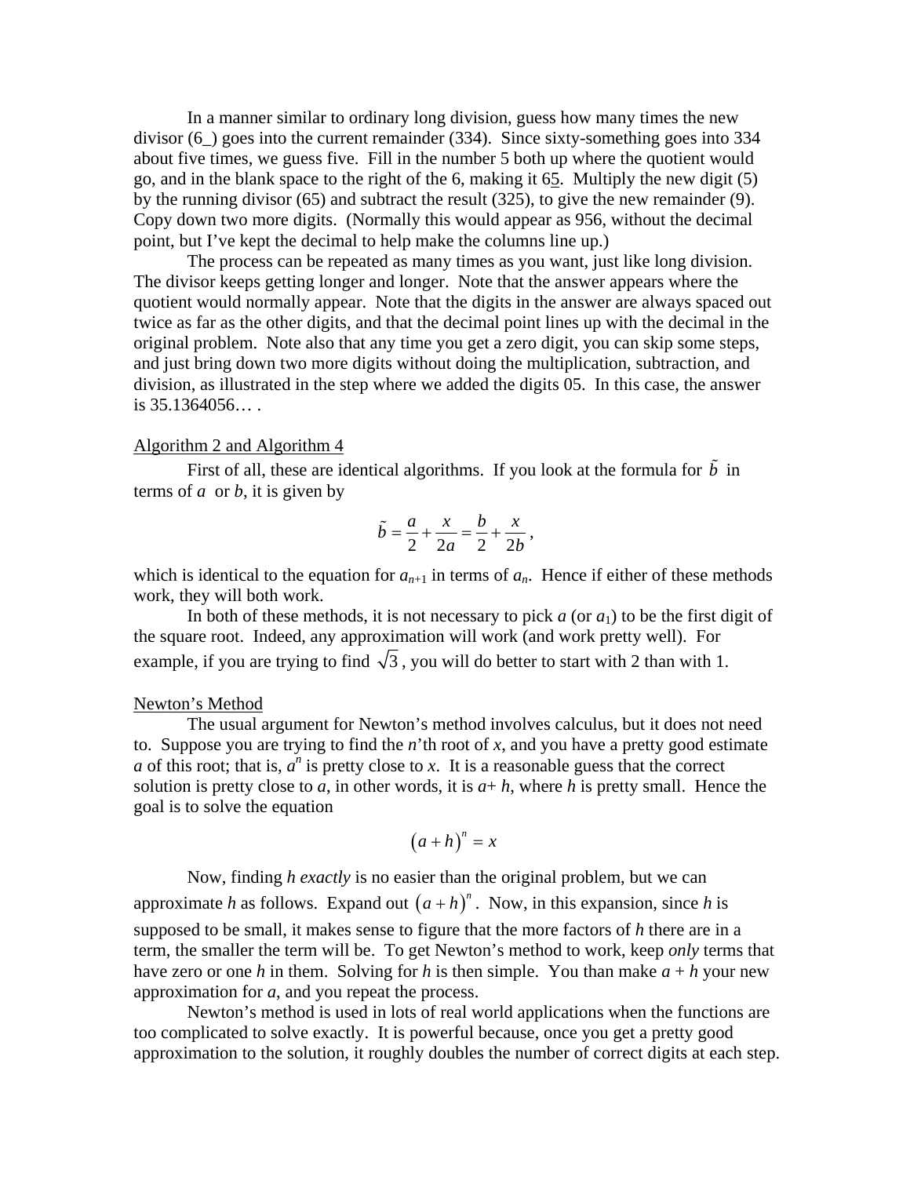In a manner similar to ordinary long division, guess how many times the new divisor (6_) goes into the current remainder (334). Since sixty-something goes into 334 about five times, we guess five. Fill in the number 5 both up where the quotient would go, and in the blank space to the right of the 6, making it 6<u>5</u>. Multiply the new digit (5) by the running divisor (65) and subtract the result (325), to give the new remainder (9). Copy down two more digits. (Normally this would appear as 956, without the decimal point, but I've kept the decimal to help make the columns line up.)

The process can be repeated as many times as you want, just like long division. The divisor keeps getting longer and longer. Note that the answer appears where the quotient would normally appear. Note that the digits in the answer are always spaced out twice as far as the other digits, and that the decimal point lines up with the decimal in the original problem. Note also that any time you get a zero digit, you can skip some steps, and just bring down two more digits without doing the multiplication, subtraction, and division, as illustrated in the step where we added the digits 05. In this case, the answer is 35.1364056… .

<u>Algorithm 2 and Algorithm 4</u>

First of all, these are identical algorithms. If you look at the formula for $\tilde{b}$ in terms of $a$ or $b$, it is given by

$$\tilde{b} = \frac{a}{2} + \frac{x}{2a} = \frac{b}{2} + \frac{x}{2b},$$

which is identical to the equation for $a_{n+1}$ in terms of $a_n$. Hence if either of these methods work, they will both work.

In both of these methods, it is not necessary to pick $a$ (or $a_1$) to be the first digit of the square root. Indeed, any approximation will work (and work pretty well). For example, if you are trying to find $\sqrt{3}$, you will do better to start with 2 than with 1.

<u>Newton's Method</u>

The usual argument for Newton's method involves calculus, but it does not need to. Suppose you are trying to find the $n$'th root of $x$, and you have a pretty good estimate $a$ of this root; that is, $a^n$ is pretty close to $x$. It is a reasonable guess that the correct solution is pretty close to $a$, in other words, it is $a + h$, where $h$ is pretty small. Hence the goal is to solve the equation

$$(a+h)^n = x$$

Now, finding $h$ *exactly* is no easier than the original problem, but we can approximate $h$ as follows. Expand out $(a+h)^n$. Now, in this expansion, since $h$ is supposed to be small, it makes sense to figure that the more factors of $h$ there are in a term, the smaller the term will be. To get Newton's method to work, keep *only* terms that have zero or one $h$ in them. Solving for $h$ is then simple. You than make $a + h$ your new approximation for $a$, and you repeat the process.

Newton's method is used in lots of real world applications when the functions are too complicated to solve exactly. It is powerful because, once you get a pretty good approximation to the solution, it roughly doubles the number of correct digits at each step.